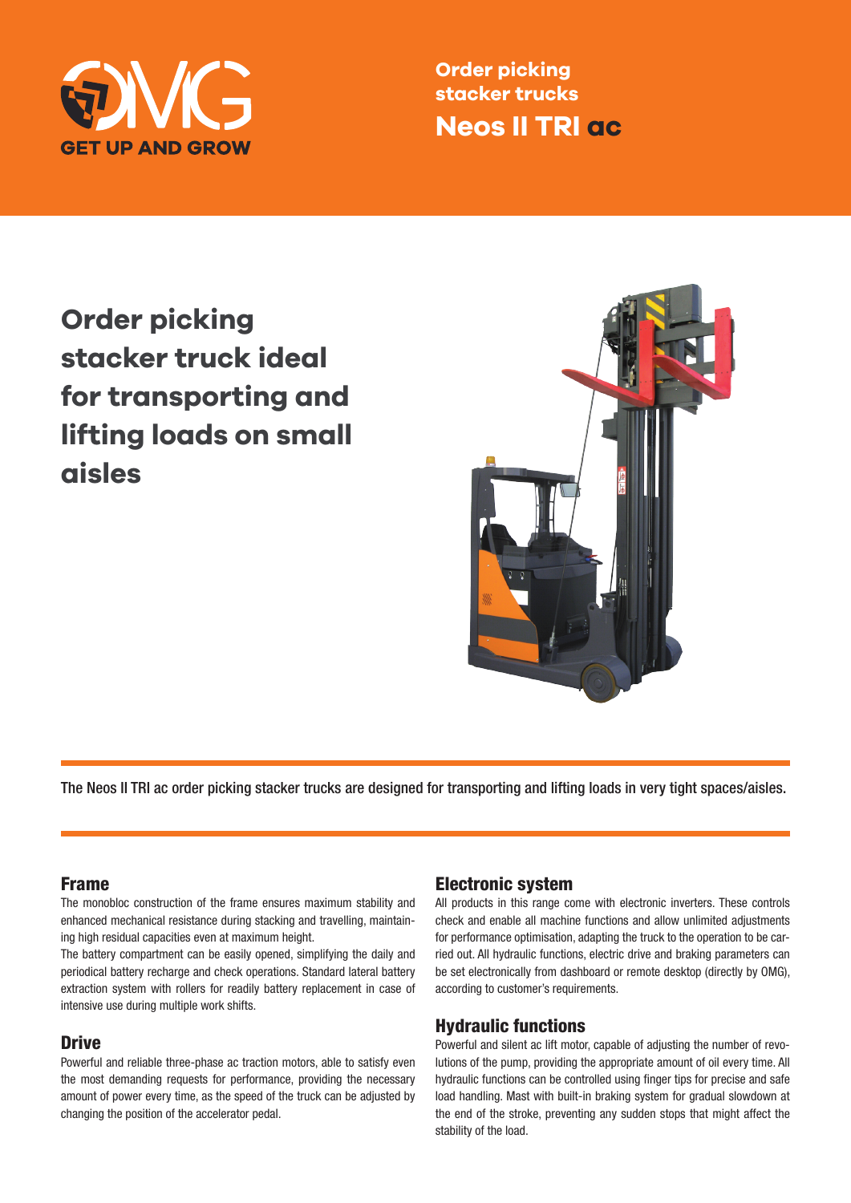GET UP AND GROW

# Order picking stacker trucks
# Neos II TRI ac

## Order picking stacker truck ideal for transporting and lifting loads on small aisles

The Neos II TRI ac order picking stacker trucks are designed for transporting and lifting loads in very tight spaces/aisles.

### Frame

The monobloc construction of the frame ensures maximum stability and enhanced mechanical resistance during stacking and travelling, maintaining high residual capacities even at maximum height.
The battery compartment can be easily opened, simplifying the daily and periodical battery recharge and check operations. Standard lateral battery extraction system with rollers for readily battery replacement in case of intensive use during multiple work shifts.

### Drive

Powerful and reliable three-phase ac traction motors, able to satisfy even the most demanding requests for performance, providing the necessary amount of power every time, as the speed of the truck can be adjusted by changing the position of the accelerator pedal.

### Electronic system

All products in this range come with electronic inverters. These controls check and enable all machine functions and allow unlimited adjustments for performance optimisation, adapting the truck to the operation to be carried out. All hydraulic functions, electric drive and braking parameters can be set electronically from dashboard or remote desktop (directly by OMG), according to customer's requirements.

### Hydraulic functions

Powerful and silent ac lift motor, capable of adjusting the number of revolutions of the pump, providing the appropriate amount of oil every time. All hydraulic functions can be controlled using finger tips for precise and safe load handling. Mast with built-in braking system for gradual slowdown at the end of the stroke, preventing any sudden stops that might affect the stability of the load.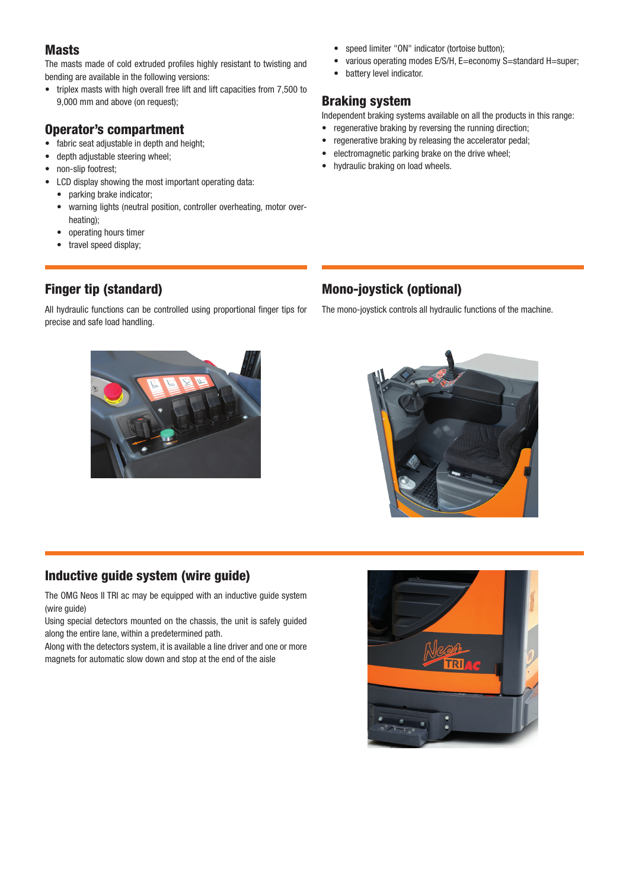## Masts

The masts made of cold extruded profiles highly resistant to twisting and bending are available in the following versions:

- triplex masts with high overall free lift and lift capacities from 7,500 to 9,000 mm and above (on request);

## Operator's compartment

- fabric seat adjustable in depth and height;
- depth adjustable steering wheel;
- non-slip footrest;
- LCD display showing the most important operating data:
  - parking brake indicator;
  - warning lights (neutral position, controller overheating, motor overheating);
  - operating hours timer
  - travel speed display;
  - speed limiter "ON" indicator (tortoise button);
  - various operating modes E/S/H, E=economy S=standard H=super;
  - battery level indicator.

## Braking system

Independent braking systems available on all the products in this range:

- regenerative braking by reversing the running direction;
- regenerative braking by releasing the accelerator pedal;
- electromagnetic parking brake on the drive wheel;
- hydraulic braking on load wheels.

## Finger tip (standard)

All hydraulic functions can be controlled using proportional finger tips for precise and safe load handling.

## Mono-joystick (optional)

The mono-joystick controls all hydraulic functions of the machine.

## Inductive guide system (wire guide)

The OMG Neos II TRI ac may be equipped with an inductive guide system (wire guide)

Using special detectors mounted on the chassis, the unit is safely guided along the entire lane, within a predetermined path.

Along with the detectors system, it is available a line driver and one or more magnets for automatic slow down and stop at the end of the aisle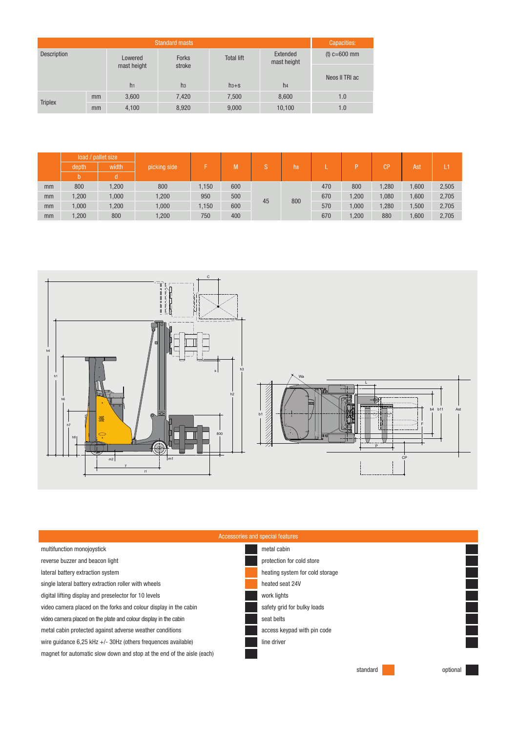| Standard masts | | | | | | Capacities: |
|---|---|---|---|---|---|---|
| Description | | Lowered mast height | Forks stroke | Total lift | Extended mast height | (t) c=600 mm |
| | | $h_1$ | $h_3$ | $h_3$+s | $h_4$ | Neos II TRI ac |
| Triplex | mm | 3,600 | 7,420 | 7,500 | 8,600 | 1.0 |
| | mm | 4,100 | 8,920 | 9,000 | 10,100 | 1.0 |

| | load / pallet size | | picking side | F | M | S | $h_8$ | L | P | CP | Ast | L1 |
|---|---|---|---|---|---|---|---|---|---|---|---|---|
| | depth | width | | | | | | | | | | |
| | b | d | | | | | | | | | | |
| mm | 800 | 1,200 | 800 | 1,150 | 600 | 45 | 800 | 470 | 800 | 1,280 | 1,600 | 2,505 |
| mm | 1,200 | 1,000 | 1,200 | 950 | 500 | | | 670 | 1,200 | 1,080 | 1,600 | 2,705 |
| mm | 1,000 | 1,200 | 1,000 | 1,150 | 600 | | | 570 | 1,000 | 1,280 | 1,500 | 2,705 |
| mm | 1,200 | 800 | 1,200 | 750 | 400 | | | 670 | 1,200 | 880 | 1,600 | 2,705 |

## Accessories and special features

| Feature | | Feature | |
|---|---|---|---|
| multifunction monojoystick | optional | metal cabin | optional |
| reverse buzzer and beacon light | optional | protection for cold store | optional |
| lateral battery extraction system | standard | heating system for cold storage | optional |
| single lateral battery extraction roller with wheels | standard | heated seat 24V | optional |
| digital lifting display and preselector for 10 levels | optional | work lights | optional |
| video camera placed on the forks and colour display in the cabin | optional | safety grid for bulky loads | optional |
| video camera placed on the plate and colour display in the cabin | optional | seat belts | optional |
| metal cabin protected against adverse weather conditions | optional | access keypad with pin code | optional |
| wire guidance 6,25 kHz +/- 30Hz (others frequences available) | optional | line driver | optional |
| magnet for automatic slow down and stop at the end of the aisle (each) | optional | | |

standard / optional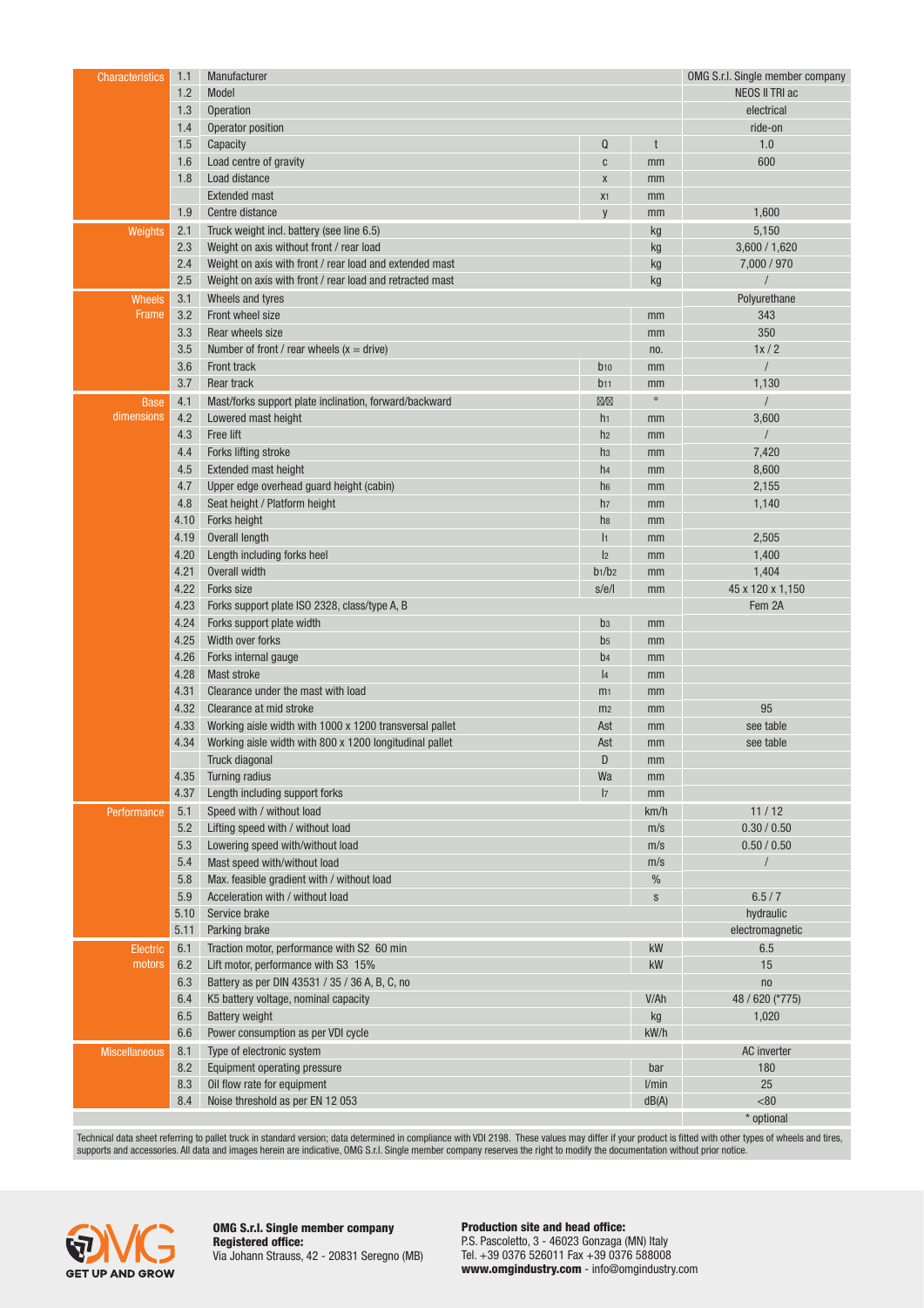| | | | | | |
|---|---|---|---|---|---|
| Characteristics | 1.1 | Manufacturer | | | OMG S.r.l. Single member company |
| | 1.2 | Model | | | NEOS II TRI ac |
| | 1.3 | Operation | | | electrical |
| | 1.4 | Operator position | | | ride-on |
| | 1.5 | Capacity | Q | t | 1.0 |
| | 1.6 | Load centre of gravity | c | mm | 600 |
| | 1.8 | Load distance | x | mm | |
| | | Extended mast | $x_1$ | mm | |
| | 1.9 | Centre distance | y | mm | 1,600 |
| Weights | 2.1 | Truck weight incl. battery (see line 6.5) | | kg | 5,150 |
| | 2.3 | Weight on axis without front / rear load | | kg | 3,600 / 1,620 |
| | 2.4 | Weight on axis with front / rear load and extended mast | | kg | 7,000 / 970 |
| | 2.5 | Weight on axis with front / rear load and retracted mast | | kg | / |
| Wheels Frame | 3.1 | Wheels and tyres | | | Polyurethane |
| | 3.2 | Front wheel size | | mm | 343 |
| | 3.3 | Rear wheels size | | mm | 350 |
| | 3.5 | Number of front / rear wheels (x = drive) | | no. | 1x / 2 |
| | 3.6 | Front track | $b_{10}$ | mm | / |
| | 3.7 | Rear track | $b_{11}$ | mm | 1,130 |
| Base dimensions | 4.1 | Mast/forks support plate inclination, forward/backward | | ° | / |
| | 4.2 | Lowered mast height | $h_1$ | mm | 3,600 |
| | 4.3 | Free lift | $h_2$ | mm | / |
| | 4.4 | Forks lifting stroke | $h_3$ | mm | 7,420 |
| | 4.5 | Extended mast height | $h_4$ | mm | 8,600 |
| | 4.7 | Upper edge overhead guard height (cabin) | $h_6$ | mm | 2,155 |
| | 4.8 | Seat height / Platform height | $h_7$ | mm | 1,140 |
| | 4.10 | Forks height | $h_8$ | mm | |
| | 4.19 | Overall length | $l_1$ | mm | 2,505 |
| | 4.20 | Length including forks heel | $l_2$ | mm | 1,400 |
| | 4.21 | Overall width | $b_1/b_2$ | mm | 1,404 |
| | 4.22 | Forks size | s/e/l | mm | 45 x 120 x 1,150 |
| | 4.23 | Forks support plate ISO 2328, class/type A, B | | | Fem 2A |
| | 4.24 | Forks support plate width | $b_3$ | mm | |
| | 4.25 | Width over forks | $b_5$ | mm | |
| | 4.26 | Forks internal gauge | $b_4$ | mm | |
| | 4.28 | Mast stroke | $l_4$ | mm | |
| | 4.31 | Clearance under the mast with load | $m_1$ | mm | |
| | 4.32 | Clearance at mid stroke | $m_2$ | mm | 95 |
| | 4.33 | Working aisle width with 1000 x 1200 transversal pallet | Ast | mm | see table |
| | 4.34 | Working aisle width with 800 x 1200 longitudinal pallet | Ast | mm | see table |
| | | Truck diagonal | D | mm | |
| | 4.35 | Turning radius | Wa | mm | |
| | 4.37 | Length including support forks | $l_7$ | mm | |
| Performance | 5.1 | Speed with / without load | | km/h | 11 / 12 |
| | 5.2 | Lifting speed with / without load | | m/s | 0.30 / 0.50 |
| | 5.3 | Lowering speed with/without load | | m/s | 0.50 / 0.50 |
| | 5.4 | Mast speed with/without load | | m/s | / |
| | 5.8 | Max. feasible gradient with / without load | | % | |
| | 5.9 | Acceleration with / without load | | s | 6.5 / 7 |
| | 5.10 | Service brake | | | hydraulic |
| | 5.11 | Parking brake | | | electromagnetic |
| Electric motors | 6.1 | Traction motor, performance with S2 60 min | | kW | 6.5 |
| | 6.2 | Lift motor, performance with S3 15% | | kW | 15 |
| | 6.3 | Battery as per DIN 43531 / 35 / 36 A, B, C, no | | | no |
| | 6.4 | K5 battery voltage, nominal capacity | | V/Ah | 48 / 620 (*775) |
| | 6.5 | Battery weight | | kg | 1,020 |
| | 6.6 | Power consumption as per VDI cycle | | kW/h | |
| Miscellaneous | 8.1 | Type of electronic system | | | AC inverter |
| | 8.2 | Equipment operating pressure | | bar | 180 |
| | 8.3 | Oil flow rate for equipment | | l/min | 25 |
| | 8.4 | Noise threshold as per EN 12 053 | | dB(A) | <80 |
| | | | | | * optional |

Technical data sheet referring to pallet truck in standard version; data determined in compliance with VDI 2198. These values may differ if your product is fitted with other types of wheels and tires, supports and accessories. All data and images herein are indicative, OMG S.r.l. Single member company reserves the right to modify the documentation without prior notice.

GET UP AND GROW

**OMG S.r.l. Single member company**
**Registered office:**
Via Johann Strauss, 42 - 20831 Seregno (MB)

**Production site and head office:**
P.S. Pascoletto, 3 - 46023 Gonzaga (MN) Italy
Tel. +39 0376 526011 Fax +39 0376 588008
**www.omgindustry.com** - info@omgindustry.com